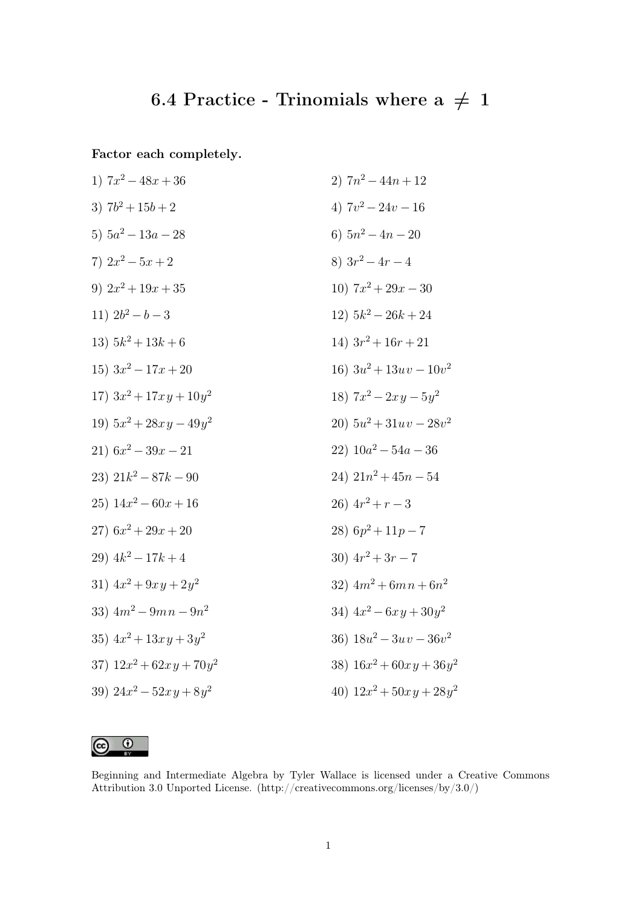# 6.4 Practice - Trinomials where a $\neq$ 1

**Factor each completely.**

1) $7x^2 - 48x + 36$

2) $7n^2 - 44n + 12$

3) $7b^2 + 15b + 2$

4) $7v^2 - 24v - 16$

5) $5a^2 - 13a - 28$

6) $5n^2 - 4n - 20$

7) $2x^2 - 5x + 2$

8) $3r^2 - 4r - 4$

9) $2x^2 + 19x + 35$

10) $7x^2 + 29x - 30$

11) $2b^2 - b - 3$

12) $5k^2 - 26k + 24$

13) $5k^2 + 13k + 6$

14) $3r^2 + 16r + 21$

15) $3x^2 - 17x + 20$

16) $3u^2 + 13uv - 10v^2$

17) $3x^2 + 17xy + 10y^2$

18) $7x^2 - 2xy - 5y^2$

19) $5x^2 + 28xy - 49y^2$

20) $5u^2 + 31uv - 28v^2$

21) $6x^2 - 39x - 21$

22) $10a^2 - 54a - 36$

23) $21k^2 - 87k - 90$

24) $21n^2 + 45n - 54$

25) $14x^2 - 60x + 16$

26) $4r^2 + r - 3$

27) $6x^2 + 29x + 20$

28) $6p^2 + 11p - 7$

29) $4k^2 - 17k + 4$

30) $4r^2 + 3r - 7$

31) $4x^2 + 9xy + 2y^2$

32) $4m^2 + 6mn + 6n^2$

33) $4m^2 - 9mn - 9n^2$

34) $4x^2 - 6xy + 30y^2$

35) $4x^2 + 13xy + 3y^2$

36) $18u^2 - 3uv - 36v^2$

37) $12x^2 + 62xy + 70y^2$

38) $16x^2 + 60xy + 36y^2$

39) $24x^2 - 52xy + 8y^2$

40) $12x^2 + 50xy + 28y^2$

Beginning and Intermediate Algebra by Tyler Wallace is licensed under a Creative Commons Attribution 3.0 Unported License. (http://creativecommons.org/licenses/by/3.0/)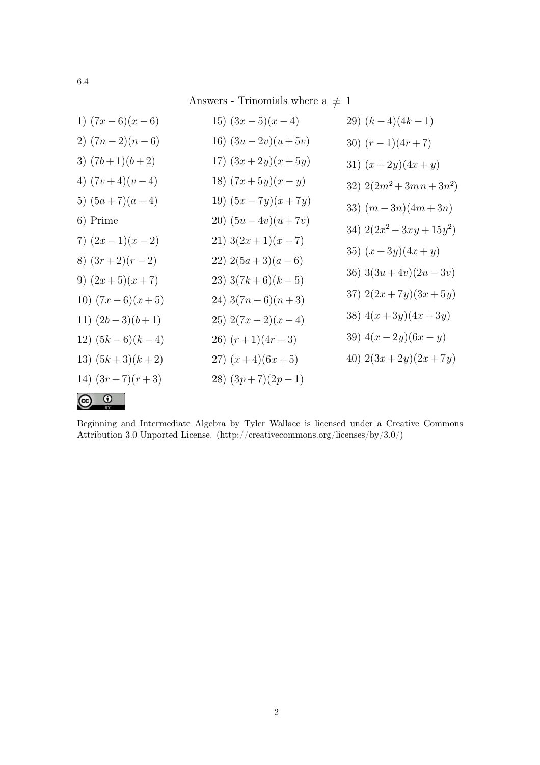6.4

## Answers - Trinomials where a $\neq$ 1

1) $(7x-6)(x-6)$

2) $(7n-2)(n-6)$

3) $(7b+1)(b+2)$

4) $(7v+4)(v-4)$

5) $(5a+7)(a-4)$

6) Prime

7) $(2x-1)(x-2)$

8) $(3r+2)(r-2)$

9) $(2x+5)(x+7)$

10) $(7x-6)(x+5)$

11) $(2b-3)(b+1)$

12) $(5k-6)(k-4)$

13) $(5k+3)(k+2)$

14) $(3r+7)(r+3)$

15) $(3x-5)(x-4)$

16) $(3u-2v)(u+5v)$

17) $(3x+2y)(x+5y)$

18) $(7x+5y)(x-y)$

19) $(5x-7y)(x+7y)$

20) $(5u-4v)(u+7v)$

21) $3(2x+1)(x-7)$

22) $2(5a+3)(a-6)$

23) $3(7k+6)(k-5)$

24) $3(7n-6)(n+3)$

25) $2(7x-2)(x-4)$

26) $(r+1)(4r-3)$

27) $(x+4)(6x+5)$

28) $(3p+7)(2p-1)$

29) $(k-4)(4k-1)$

30) $(r-1)(4r+7)$

31) $(x+2y)(4x+y)$

32) $2(2m^2+3mn+3n^2)$

33) $(m-3n)(4m+3n)$

34) $2(2x^2-3xy+15y^2)$

35) $(x+3y)(4x+y)$

36) $3(3u+4v)(2u-3v)$

37) $2(2x+7y)(3x+5y)$

38) $4(x+3y)(4x+3y)$

39) $4(x-2y)(6x-y)$

40) $2(3x+2y)(2x+7y)$

Beginning and Intermediate Algebra by Tyler Wallace is licensed under a Creative Commons Attribution 3.0 Unported License. (http://creativecommons.org/licenses/by/3.0/)